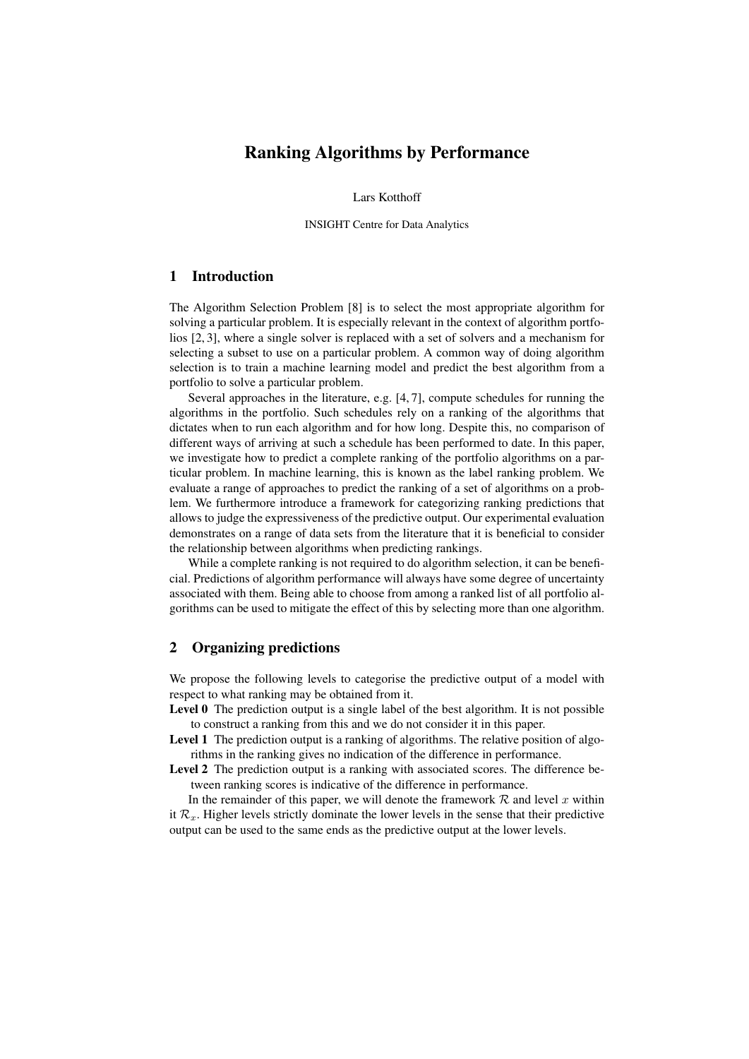# Ranking Algorithms by Performance

Lars Kotthoff

INSIGHT Centre for Data Analytics

## 1 Introduction

The Algorithm Selection Problem [8] is to select the most appropriate algorithm for solving a particular problem. It is especially relevant in the context of algorithm portfolios [2, 3], where a single solver is replaced with a set of solvers and a mechanism for selecting a subset to use on a particular problem. A common way of doing algorithm selection is to train a machine learning model and predict the best algorithm from a portfolio to solve a particular problem.

Several approaches in the literature, e.g. [4, 7], compute schedules for running the algorithms in the portfolio. Such schedules rely on a ranking of the algorithms that dictates when to run each algorithm and for how long. Despite this, no comparison of different ways of arriving at such a schedule has been performed to date. In this paper, we investigate how to predict a complete ranking of the portfolio algorithms on a particular problem. In machine learning, this is known as the label ranking problem. We evaluate a range of approaches to predict the ranking of a set of algorithms on a problem. We furthermore introduce a framework for categorizing ranking predictions that allows to judge the expressiveness of the predictive output. Our experimental evaluation demonstrates on a range of data sets from the literature that it is beneficial to consider the relationship between algorithms when predicting rankings.

While a complete ranking is not required to do algorithm selection, it can be beneficial. Predictions of algorithm performance will always have some degree of uncertainty associated with them. Being able to choose from among a ranked list of all portfolio algorithms can be used to mitigate the effect of this by selecting more than one algorithm.

## 2 Organizing predictions

We propose the following levels to categorise the predictive output of a model with respect to what ranking may be obtained from it.

**Level 0** The prediction output is a single label of the best algorithm. It is not possible to construct a ranking from this and we do not consider it in this paper.

**Level 1** The prediction output is a ranking of algorithms. The relative position of algorithms in the ranking gives no indication of the difference in performance.

**Level 2** The prediction output is a ranking with associated scores. The difference between ranking scores is indicative of the difference in performance.

In the remainder of this paper, we will denote the framework $\mathcal{R}$ and level $x$ within it $\mathcal{R}_x$. Higher levels strictly dominate the lower levels in the sense that their predictive output can be used to the same ends as the predictive output at the lower levels.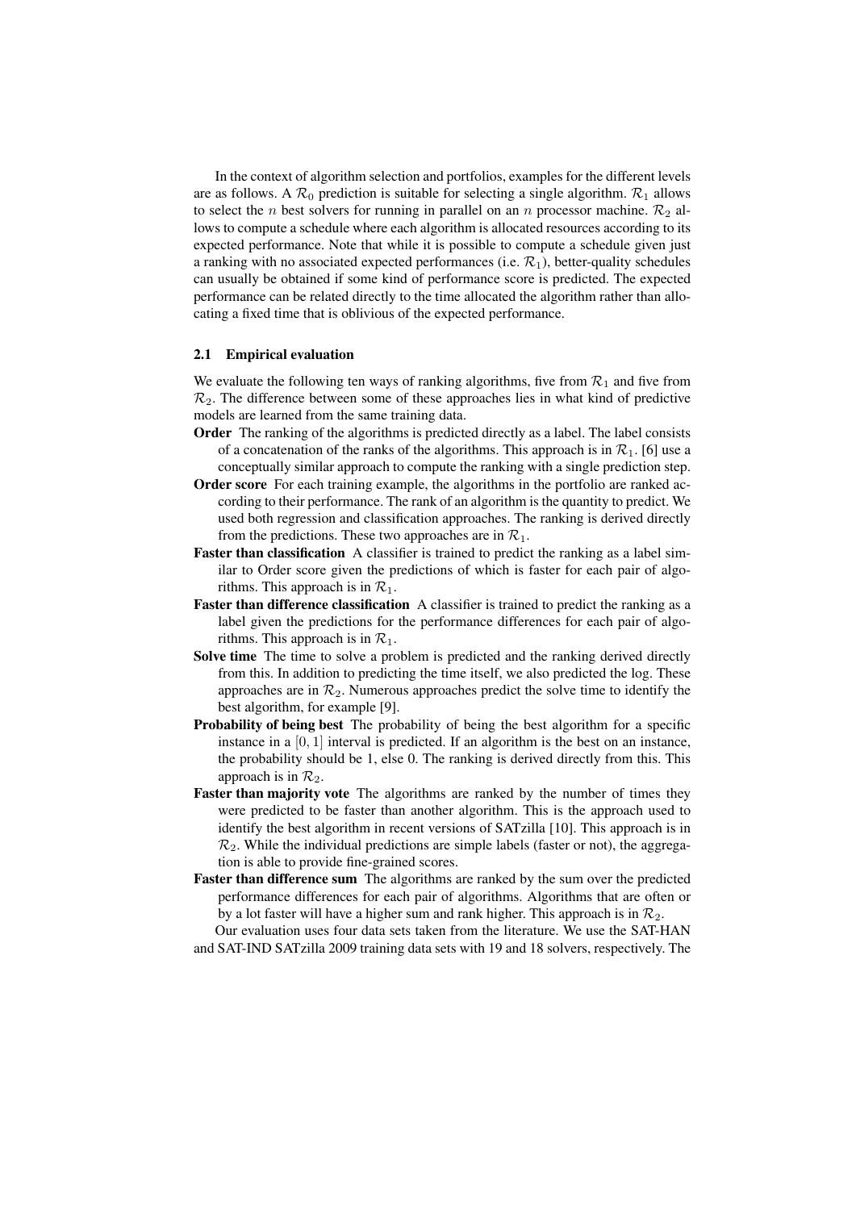In the context of algorithm selection and portfolios, examples for the different levels are as follows. A $\mathcal{R}_0$ prediction is suitable for selecting a single algorithm. $\mathcal{R}_1$ allows to select the $n$ best solvers for running in parallel on an $n$ processor machine. $\mathcal{R}_2$ allows to compute a schedule where each algorithm is allocated resources according to its expected performance. Note that while it is possible to compute a schedule given just a ranking with no associated expected performances (i.e. $\mathcal{R}_1$), better-quality schedules can usually be obtained if some kind of performance score is predicted. The expected performance can be related directly to the time allocated the algorithm rather than allocating a fixed time that is oblivious of the expected performance.

### 2.1 Empirical evaluation

We evaluate the following ten ways of ranking algorithms, five from $\mathcal{R}_1$ and five from $\mathcal{R}_2$. The difference between some of these approaches lies in what kind of predictive models are learned from the same training data.

**Order** The ranking of the algorithms is predicted directly as a label. The label consists of a concatenation of the ranks of the algorithms. This approach is in $\mathcal{R}_1$. [6] use a conceptually similar approach to compute the ranking with a single prediction step.

**Order score** For each training example, the algorithms in the portfolio are ranked according to their performance. The rank of an algorithm is the quantity to predict. We used both regression and classification approaches. The ranking is derived directly from the predictions. These two approaches are in $\mathcal{R}_1$.

**Faster than classification** A classifier is trained to predict the ranking as a label similar to Order score given the predictions of which is faster for each pair of algorithms. This approach is in $\mathcal{R}_1$.

**Faster than difference classification** A classifier is trained to predict the ranking as a label given the predictions for the performance differences for each pair of algorithms. This approach is in $\mathcal{R}_1$.

**Solve time** The time to solve a problem is predicted and the ranking derived directly from this. In addition to predicting the time itself, we also predicted the log. These approaches are in $\mathcal{R}_2$. Numerous approaches predict the solve time to identify the best algorithm, for example [9].

**Probability of being best** The probability of being the best algorithm for a specific instance in a $[0, 1]$ interval is predicted. If an algorithm is the best on an instance, the probability should be 1, else 0. The ranking is derived directly from this. This approach is in $\mathcal{R}_2$.

**Faster than majority vote** The algorithms are ranked by the number of times they were predicted to be faster than another algorithm. This is the approach used to identify the best algorithm in recent versions of SATzilla [10]. This approach is in $\mathcal{R}_2$. While the individual predictions are simple labels (faster or not), the aggregation is able to provide fine-grained scores.

**Faster than difference sum** The algorithms are ranked by the sum over the predicted performance differences for each pair of algorithms. Algorithms that are often or by a lot faster will have a higher sum and rank higher. This approach is in $\mathcal{R}_2$.

Our evaluation uses four data sets taken from the literature. We use the SAT-HAN and SAT-IND SATzilla 2009 training data sets with 19 and 18 solvers, respectively. The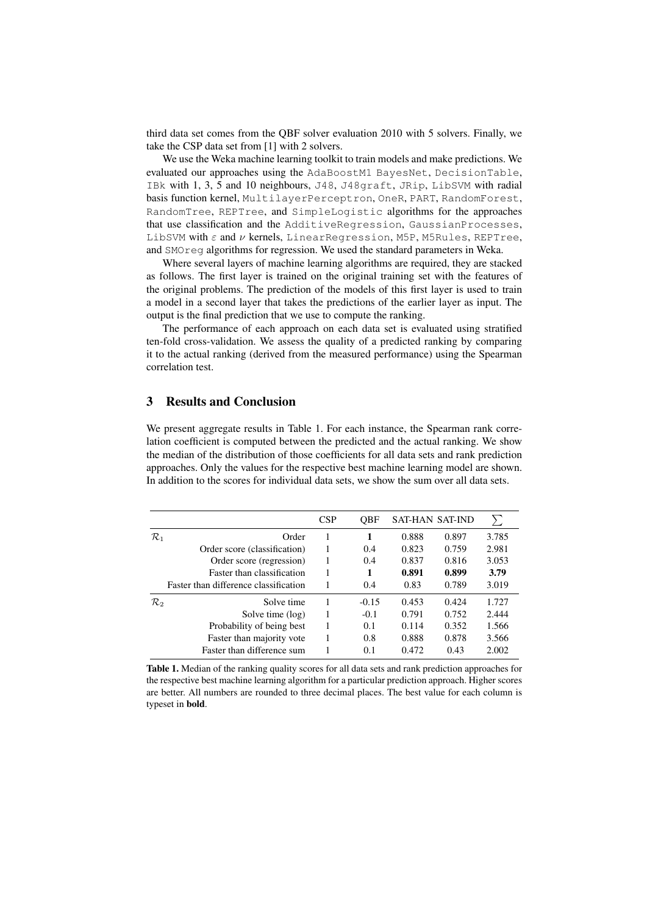third data set comes from the QBF solver evaluation 2010 with 5 solvers. Finally, we take the CSP data set from [1] with 2 solvers.

We use the Weka machine learning toolkit to train models and make predictions. We evaluated our approaches using the `AdaBoostM1 BayesNet`, `DecisionTable`, `IBk` with 1, 3, 5 and 10 neighbours, `J48`, `J48graft`, `JRip`, `LibSVM` with radial basis function kernel, `MultilayerPerceptron`, `OneR`, `PART`, `RandomForest`, `RandomTree`, `REPTree`, and `SimpleLogistic` algorithms for the approaches that use classification and the `AdditiveRegression`, `GaussianProcesses`, `LibSVM` with $\varepsilon$ and $\nu$ kernels, `LinearRegression`, `M5P`, `M5Rules`, `REPTree`, and `SMOreg` algorithms for regression. We used the standard parameters in Weka.

Where several layers of machine learning algorithms are required, they are stacked as follows. The first layer is trained on the original training set with the features of the original problems. The prediction of the models of this first layer is used to train a model in a second layer that takes the predictions of the earlier layer as input. The output is the final prediction that we use to compute the ranking.

The performance of each approach on each data set is evaluated using stratified ten-fold cross-validation. We assess the quality of a predicted ranking by comparing it to the actual ranking (derived from the measured performance) using the Spearman correlation test.

## 3 Results and Conclusion

We present aggregate results in Table 1. For each instance, the Spearman rank correlation coefficient is computed between the predicted and the actual ranking. We show the median of the distribution of those coefficients for all data sets and rank prediction approaches. Only the values for the respective best machine learning model are shown. In addition to the scores for individual data sets, we show the sum over all data sets.

| | | CSP | QBF | SAT-HAN | SAT-IND | $\sum$ |
|---|---|---|---|---|---|---|
| $\mathcal{R}_1$ | Order | 1 | **1** | 0.888 | 0.897 | 3.785 |
| | Order score (classification) | 1 | 0.4 | 0.823 | 0.759 | 2.981 |
| | Order score (regression) | 1 | 0.4 | 0.837 | 0.816 | 3.053 |
| | Faster than classification | 1 | **1** | **0.891** | **0.899** | **3.79** |
| | Faster than difference classification | 1 | 0.4 | 0.83 | 0.789 | 3.019 |
| $\mathcal{R}_2$ | Solve time | 1 | -0.15 | 0.453 | 0.424 | 1.727 |
| | Solve time (log) | 1 | -0.1 | 0.791 | 0.752 | 2.444 |
| | Probability of being best | 1 | 0.1 | 0.114 | 0.352 | 1.566 |
| | Faster than majority vote | 1 | 0.8 | 0.888 | 0.878 | 3.566 |
| | Faster than difference sum | 1 | 0.1 | 0.472 | 0.43 | 2.002 |

**Table 1.** Median of the ranking quality scores for all data sets and rank prediction approaches for the respective best machine learning algorithm for a particular prediction approach. Higher scores are better. All numbers are rounded to three decimal places. The best value for each column is typeset in **bold**.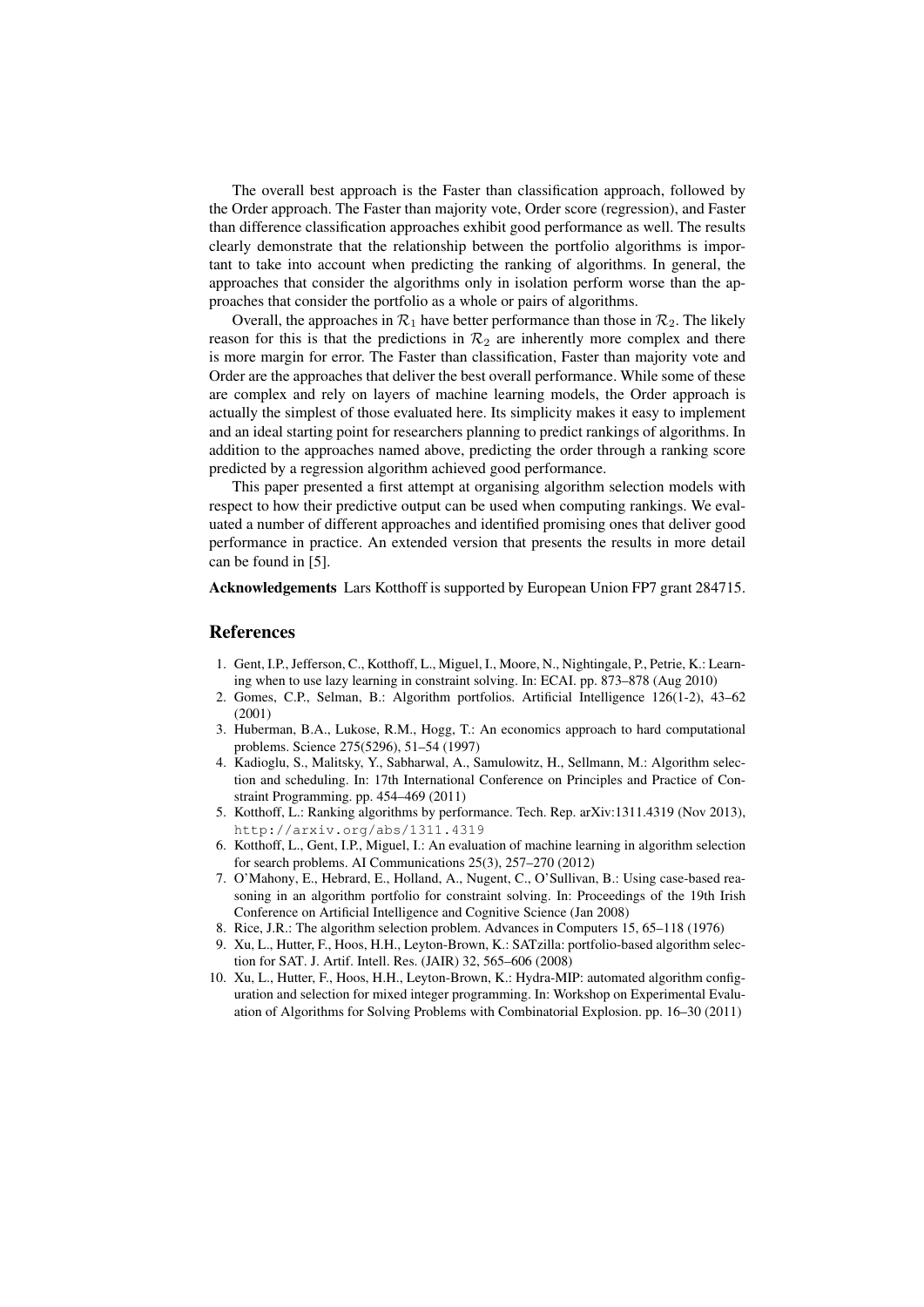The overall best approach is the Faster than classification approach, followed by the Order approach. The Faster than majority vote, Order score (regression), and Faster than difference classification approaches exhibit good performance as well. The results clearly demonstrate that the relationship between the portfolio algorithms is important to take into account when predicting the ranking of algorithms. In general, the approaches that consider the algorithms only in isolation perform worse than the approaches that consider the portfolio as a whole or pairs of algorithms.

Overall, the approaches in $\mathcal{R}_1$ have better performance than those in $\mathcal{R}_2$. The likely reason for this is that the predictions in $\mathcal{R}_2$ are inherently more complex and there is more margin for error. The Faster than classification, Faster than majority vote and Order are the approaches that deliver the best overall performance. While some of these are complex and rely on layers of machine learning models, the Order approach is actually the simplest of those evaluated here. Its simplicity makes it easy to implement and an ideal starting point for researchers planning to predict rankings of algorithms. In addition to the approaches named above, predicting the order through a ranking score predicted by a regression algorithm achieved good performance.

This paper presented a first attempt at organising algorithm selection models with respect to how their predictive output can be used when computing rankings. We evaluated a number of different approaches and identified promising ones that deliver good performance in practice. An extended version that presents the results in more detail can be found in [5].

**Acknowledgements** Lars Kotthoff is supported by European Union FP7 grant 284715.

## References

1. Gent, I.P., Jefferson, C., Kotthoff, L., Miguel, I., Moore, N., Nightingale, P., Petrie, K.: Learning when to use lazy learning in constraint solving. In: ECAI. pp. 873–878 (Aug 2010)
2. Gomes, C.P., Selman, B.: Algorithm portfolios. Artificial Intelligence 126(1-2), 43–62 (2001)
3. Huberman, B.A., Lukose, R.M., Hogg, T.: An economics approach to hard computational problems. Science 275(5296), 51–54 (1997)
4. Kadioglu, S., Malitsky, Y., Sabharwal, A., Samulowitz, H., Sellmann, M.: Algorithm selection and scheduling. In: 17th International Conference on Principles and Practice of Constraint Programming. pp. 454–469 (2011)
5. Kotthoff, L.: Ranking algorithms by performance. Tech. Rep. arXiv:1311.4319 (Nov 2013), http://arxiv.org/abs/1311.4319
6. Kotthoff, L., Gent, I.P., Miguel, I.: An evaluation of machine learning in algorithm selection for search problems. AI Communications 25(3), 257–270 (2012)
7. O'Mahony, E., Hebrard, E., Holland, A., Nugent, C., O'Sullivan, B.: Using case-based reasoning in an algorithm portfolio for constraint solving. In: Proceedings of the 19th Irish Conference on Artificial Intelligence and Cognitive Science (Jan 2008)
8. Rice, J.R.: The algorithm selection problem. Advances in Computers 15, 65–118 (1976)
9. Xu, L., Hutter, F., Hoos, H.H., Leyton-Brown, K.: SATzilla: portfolio-based algorithm selection for SAT. J. Artif. Intell. Res. (JAIR) 32, 565–606 (2008)
10. Xu, L., Hutter, F., Hoos, H.H., Leyton-Brown, K.: Hydra-MIP: automated algorithm configuration and selection for mixed integer programming. In: Workshop on Experimental Evaluation of Algorithms for Solving Problems with Combinatorial Explosion. pp. 16–30 (2011)